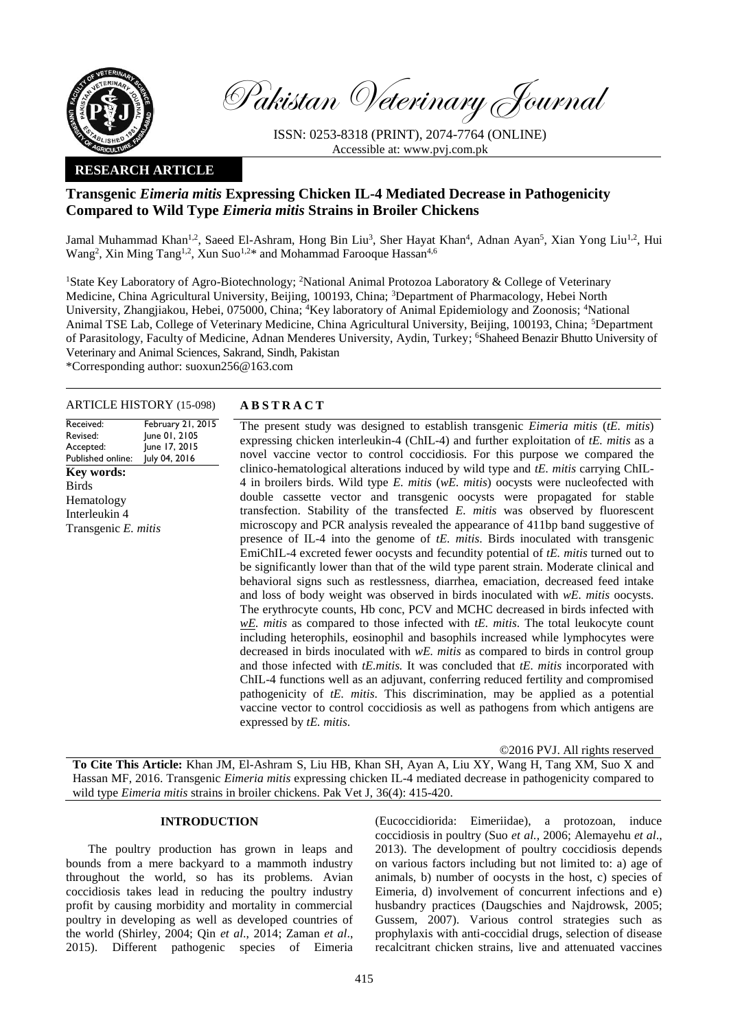Pakistan Veterinary Journal

ISSN: 0253-8318 (PRINT), 2074-7764 (ONLINE)
Accessible at: www.pvj.com.pk

**RESEARCH ARTICLE**

# Transgenic *Eimeria mitis* Expressing Chicken IL-4 Mediated Decrease in Pathogenicity Compared to Wild Type *Eimeria mitis* Strains in Broiler Chickens

Jamal Muhammad Khan[1,2], Saeed El-Ashram, Hong Bin Liu[3], Sher Hayat Khan[4], Adnan Ayan[5], Xian Yong Liu[1,2], Hui Wang[2], Xin Ming Tang[1,2], Xun Suo[1,2]* and Mohammad Farooque Hassan[4,6]

[1]State Key Laboratory of Agro-Biotechnology; [2]National Animal Protozoa Laboratory & College of Veterinary Medicine, China Agricultural University, Beijing, 100193, China; [3]Department of Pharmacology, Hebei North University, Zhangjiakou, Hebei, 075000, China; [4]Key laboratory of Animal Epidemiology and Zoonosis; [4]National Animal TSE Lab, College of Veterinary Medicine, China Agricultural University, Beijing, 100193, China; [5]Department of Parasitology, Faculty of Medicine, Adnan Menderes University, Aydin, Turkey; [6]Shaheed Benazir Bhutto University of Veterinary and Animal Sciences, Sakrand, Sindh, Pakistan

*Corresponding author: suoxun256@163.com

**ARTICLE HISTORY (15-098)**

| | |
|---|---|
| Received: | February 21, 2015 |
| Revised: | June 01, 2105 |
| Accepted: | June 17, 2015 |
| Published online: | July 04, 2016 |

**Key words:**
Birds
Hematology
Interleukin 4
Transgenic *E. mitis*

## ABSTRACT

The present study was designed to establish transgenic *Eimeria mitis* (*tE. mitis*) expressing chicken interleukin-4 (ChIL-4) and further exploitation of *tE. mitis* as a novel vaccine vector to control coccidiosis. For this purpose we compared the clinico-hematological alterations induced by wild type and *tE. mitis* carrying ChIL-4 in broilers birds. Wild type *E. mitis* (*wE. mitis*) oocysts were nucleofected with double cassette vector and transgenic oocysts were propagated for stable transfection. Stability of the transfected *E. mitis* was observed by fluorescent microscopy and PCR analysis revealed the appearance of 411bp band suggestive of presence of IL-4 into the genome of *tE. mitis*. Birds inoculated with transgenic EmiChIL-4 excreted fewer oocysts and fecundity potential of *tE. mitis* turned out to be significantly lower than that of the wild type parent strain. Moderate clinical and behavioral signs such as restlessness, diarrhea, emaciation, decreased feed intake and loss of body weight was observed in birds inoculated with *wE. mitis* oocysts. The erythrocyte counts, Hb conc, PCV and MCHC decreased in birds infected with *wE. mitis* as compared to those infected with *tE. mitis*. The total leukocyte count including heterophils, eosinophil and basophils increased while lymphocytes were decreased in birds inoculated with *wE. mitis* as compared to birds in control group and those infected with *tE.mitis.* It was concluded that *tE. mitis* incorporated with ChIL-4 functions well as an adjuvant, conferring reduced fertility and compromised pathogenicity of *tE. mitis*. This discrimination, may be applied as a potential vaccine vector to control coccidiosis as well as pathogens from which antigens are expressed by *tE. mitis*.

©2016 PVJ. All rights reserved

**To Cite This Article:** Khan JM, El-Ashram S, Liu HB, Khan SH, Ayan A, Liu XY, Wang H, Tang XM, Suo X and Hassan MF, 2016. Transgenic *Eimeria mitis* expressing chicken IL-4 mediated decrease in pathogenicity compared to wild type *Eimeria mitis* strains in broiler chickens. Pak Vet J, 36(4): 415-420.

## INTRODUCTION

The poultry production has grown in leaps and bounds from a mere backyard to a mammoth industry throughout the world, so has its problems. Avian coccidiosis takes lead in reducing the poultry industry profit by causing morbidity and mortality in commercial poultry in developing as well as developed countries of the world (Shirley, 2004; Qin *et al*., 2014; Zaman *et al*., 2015). Different pathogenic species of Eimeria (Eucoccidiorida: Eimeriidae), a protozoan, induce coccidiosis in poultry (Suo *et al.*, 2006; Alemayehu *et al*., 2013). The development of poultry coccidiosis depends on various factors including but not limited to: a) age of animals, b) number of oocysts in the host, c) species of Eimeria, d) involvement of concurrent infections and e) husbandry practices (Daugschies and Najdrowsk, 2005; Gussem, 2007). Various control strategies such as prophylaxis with anti-coccidial drugs, selection of disease recalcitrant chicken strains, live and attenuated vaccines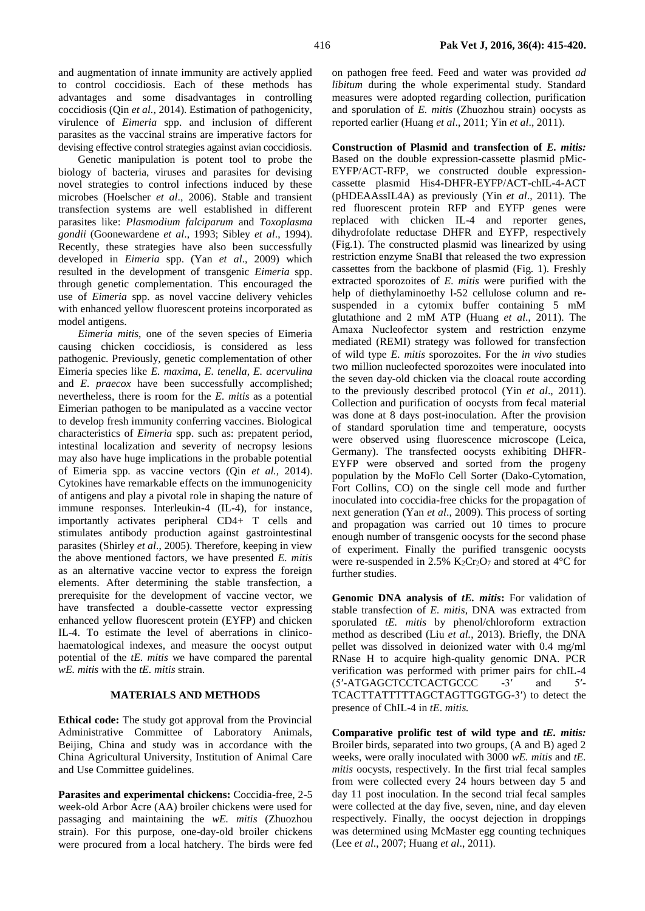and augmentation of innate immunity are actively applied to control coccidiosis. Each of these methods has advantages and some disadvantages in controlling coccidiosis (Qin *et al.,* 2014). Estimation of pathogenicity, virulence of *Eimeria* spp. and inclusion of different parasites as the vaccinal strains are imperative factors for devising effective control strategies against avian coccidiosis.

Genetic manipulation is potent tool to probe the biology of bacteria, viruses and parasites for devising novel strategies to control infections induced by these microbes (Hoelscher *et al*., 2006). Stable and transient transfection systems are well established in different parasites like: *Plasmodium falciparum* and *Toxoplasma gondii* (Goonewardene *et al*., 1993; Sibley *et al*., 1994). Recently, these strategies have also been successfully developed in *Eimeria* spp. (Yan *et al*., 2009) which resulted in the development of transgenic *Eimeria* spp. through genetic complementation. This encouraged the use of *Eimeria* spp. as novel vaccine delivery vehicles with enhanced yellow fluorescent proteins incorporated as model antigens.

*Eimeria mitis*, one of the seven species of Eimeria causing chicken coccidiosis, is considered as less pathogenic. Previously, genetic complementation of other Eimeria species like *E. maxima*, *E. tenella*, *E. acervulina* and *E. praecox* have been successfully accomplished; nevertheless, there is room for the *E. mitis* as a potential Eimerian pathogen to be manipulated as a vaccine vector to develop fresh immunity conferring vaccines. Biological characteristics of *Eimeria* spp. such as: prepatent period, intestinal localization and severity of necropsy lesions may also have huge implications in the probable potential of Eimeria spp. as vaccine vectors (Qin *et al.,* 2014). Cytokines have remarkable effects on the immunogenicity of antigens and play a pivotal role in shaping the nature of immune responses. Interleukin-4 (IL-4), for instance, importantly activates peripheral CD4+ T cells and stimulates antibody production against gastrointestinal parasites (Shirley *et al*., 2005). Therefore, keeping in view the above mentioned factors, we have presented *E. mitis* as an alternative vaccine vector to express the foreign elements. After determining the stable transfection, a prerequisite for the development of vaccine vector, we have transfected a double-cassette vector expressing enhanced yellow fluorescent protein (EYFP) and chicken IL-4. To estimate the level of aberrations in clinico-haematological indexes, and measure the oocyst output potential of the *tE. mitis* we have compared the parental *wE. mitis* with the *tE. mitis* strain.

## MATERIALS AND METHODS

**Ethical code:** The study got approval from the Provincial Administrative Committee of Laboratory Animals, Beijing, China and study was in accordance with the China Agricultural University, Institution of Animal Care and Use Committee guidelines.

**Parasites and experimental chickens:** Coccidia-free, 2-5 week-old Arbor Acre (AA) broiler chickens were used for passaging and maintaining the *wE. mitis* (Zhuozhou strain). For this purpose, one-day-old broiler chickens were procured from a local hatchery. The birds were fed on pathogen free feed. Feed and water was provided *ad libitum* during the whole experimental study. Standard measures were adopted regarding collection, purification and sporulation of *E. mitis* (Zhuozhou strain) oocysts as reported earlier (Huang *et al*., 2011; Yin *et al*., 2011).

**Construction of Plasmid and transfection of *E. mitis:*** Based on the double expression-cassette plasmid pMic-EYFP/ACT-RFP, we constructed double expression-cassette plasmid His4-DHFR-EYFP/ACT-chIL-4-ACT (pHDEAAssIL4A) as previously (Yin *et al*., 2011). The red fluorescent protein RFP and EYFP genes were replaced with chicken IL-4 and reporter genes, dihydrofolate reductase DHFR and EYFP, respectively (Fig.1). The constructed plasmid was linearized by using restriction enzyme SnaBI that released the two expression cassettes from the backbone of plasmid (Fig. 1). Freshly extracted sporozoites of *E. mitis* were purified with the help of diethylaminoethy l-52 cellulose column and re-suspended in a cytomix buffer containing 5 mM glutathione and 2 mM ATP (Huang *et al*., 2011). The Amaxa Nucleofector system and restriction enzyme mediated (REMI) strategy was followed for transfection of wild type *E. mitis* sporozoites. For the *in vivo* studies two million nucleofected sporozoites were inoculated into the seven day-old chicken via the cloacal route according to the previously described protocol (Yin *et al*., 2011). Collection and purification of oocysts from fecal material was done at 8 days post-inoculation. After the provision of standard sporulation time and temperature, oocysts were observed using fluorescence microscope (Leica, Germany). The transfected oocysts exhibiting DHFR-EYFP were observed and sorted from the progeny population by the MoFlo Cell Sorter (Dako-Cytomation, Fort Collins, CO) on the single cell mode and further inoculated into coccidia-free chicks for the propagation of next generation (Yan *et al*., 2009). This process of sorting and propagation was carried out 10 times to procure enough number of transgenic oocysts for the second phase of experiment. Finally the purified transgenic oocysts were re-suspended in 2.5% $K_2Cr_2O_7$ and stored at 4°C for further studies.

**Genomic DNA analysis of *tE. mitis*:** For validation of stable transfection of *E. mitis*, DNA was extracted from sporulated *tE. mitis* by phenol/chloroform extraction method as described (Liu *et al.*, 2013). Briefly, the DNA pellet was dissolved in deionized water with 0.4 mg/ml RNase H to acquire high-quality genomic DNA. PCR verification was performed with primer pairs for chIL-4 (5′-ATGAGCTCCTCACTGCCC -3′ and 5′-TCACTTATTTTTAGCTAGTTGGTGG-3′) to detect the presence of ChIL-4 in *tE. mitis.*

**Comparative prolific test of wild type and *tE. mitis:*** Broiler birds, separated into two groups, (A and B) aged 2 weeks, were orally inoculated with 3000 *wE. mitis* and *tE. mitis* oocysts, respectively. In the first trial fecal samples from were collected every 24 hours between day 5 and day 11 post inoculation. In the second trial fecal samples were collected at the day five, seven, nine, and day eleven respectively. Finally, the oocyst dejection in droppings was determined using McMaster egg counting techniques (Lee *et al*., 2007; Huang *et al*., 2011).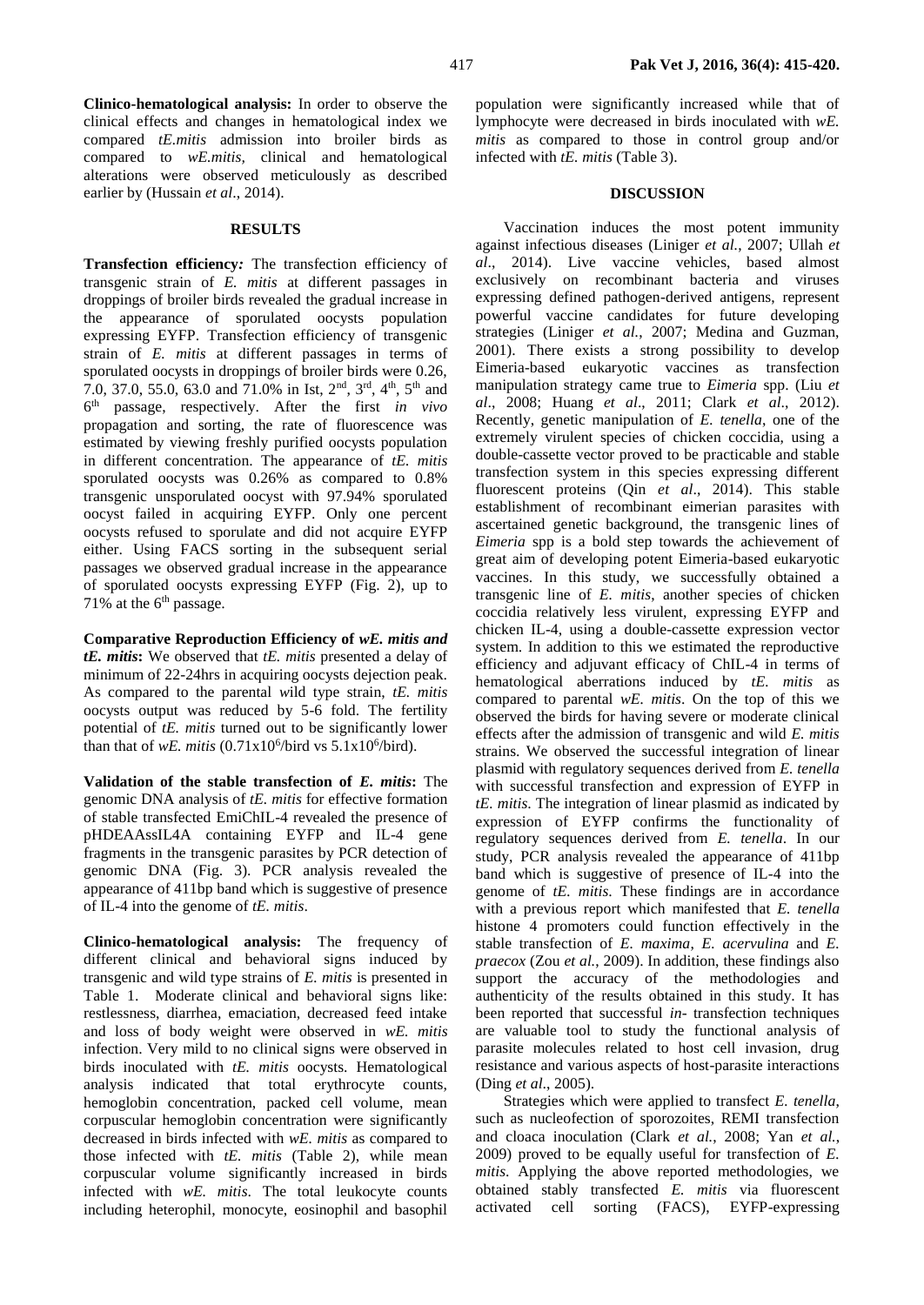**Clinico-hematological analysis:** In order to observe the clinical effects and changes in hematological index we compared *tE.mitis* admission into broiler birds as compared to *wE.mitis,* clinical and hematological alterations were observed meticulously as described earlier by (Hussain *et al*., 2014).

## RESULTS

**Transfection efficiency:** The transfection efficiency of transgenic strain of *E. mitis* at different passages in droppings of broiler birds revealed the gradual increase in the appearance of sporulated oocysts population expressing EYFP. Transfection efficiency of transgenic strain of *E. mitis* at different passages in terms of sporulated oocysts in droppings of broiler birds were 0.26, 7.0, 37.0, 55.0, 63.0 and 71.0% in Ist, 2nd, 3rd, 4th, 5th and 6th passage, respectively. After the first *in vivo* propagation and sorting, the rate of fluorescence was estimated by viewing freshly purified oocysts population in different concentration. The appearance of *tE. mitis* sporulated oocysts was 0.26% as compared to 0.8% transgenic unsporulated oocyst with 97.94% sporulated oocyst failed in acquiring EYFP. Only one percent oocysts refused to sporulate and did not acquire EYFP either. Using FACS sorting in the subsequent serial passages we observed gradual increase in the appearance of sporulated oocysts expressing EYFP (Fig. 2), up to 71% at the 6th passage.

**Comparative Reproduction Efficiency of *wE. mitis and tE. mitis*:** We observed that *tE. mitis* presented a delay of minimum of 22-24hrs in acquiring oocysts dejection peak. As compared to the parental *w*ild type strain, *tE. mitis* oocysts output was reduced by 5-6 fold. The fertility potential of *tE. mitis* turned out to be significantly lower than that of *wE. mitis* ($0.71\text{x}10^6$/bird vs $5.1\text{x}10^6$/bird).

**Validation of the stable transfection of *E. mitis*:** The genomic DNA analysis of *tE. mitis* for effective formation of stable transfected EmiChIL-4 revealed the presence of pHDEAAssIL4A containing EYFP and IL-4 gene fragments in the transgenic parasites by PCR detection of genomic DNA (Fig. 3). PCR analysis revealed the appearance of 411bp band which is suggestive of presence of IL-4 into the genome of *tE. mitis*.

**Clinico-hematological analysis:** The frequency of different clinical and behavioral signs induced by transgenic and wild type strains of *E. mitis* is presented in Table 1. Moderate clinical and behavioral signs like: restlessness, diarrhea, emaciation, decreased feed intake and loss of body weight were observed in *wE. mitis* infection. Very mild to no clinical signs were observed in birds inoculated with *tE. mitis* oocysts. Hematological analysis indicated that total erythrocyte counts, hemoglobin concentration, packed cell volume, mean corpuscular hemoglobin concentration were significantly decreased in birds infected with *wE. mitis* as compared to those infected with *tE. mitis* (Table 2), while mean corpuscular volume significantly increased in birds infected with *wE. mitis*. The total leukocyte counts including heterophil, monocyte, eosinophil and basophil population were significantly increased while that of lymphocyte were decreased in birds inoculated with *wE. mitis* as compared to those in control group and/or infected with *tE. mitis* (Table 3).

## DISCUSSION

Vaccination induces the most potent immunity against infectious diseases (Liniger *et al.*, 2007; Ullah *et al*., 2014). Live vaccine vehicles, based almost exclusively on recombinant bacteria and viruses expressing defined pathogen-derived antigens, represent powerful vaccine candidates for future developing strategies (Liniger *et al.*, 2007; Medina and Guzman, 2001). There exists a strong possibility to develop Eimeria-based eukaryotic vaccines as transfection manipulation strategy came true to *Eimeria* spp. (Liu *et al*., 2008; Huang *et al*., 2011; Clark *et al*., 2012). Recently, genetic manipulation of *E. tenella*, one of the extremely virulent species of chicken coccidia, using a double-cassette vector proved to be practicable and stable transfection system in this species expressing different fluorescent proteins (Qin *et al*., 2014). This stable establishment of recombinant eimerian parasites with ascertained genetic background, the transgenic lines of *Eimeria* spp is a bold step towards the achievement of great aim of developing potent Eimeria-based eukaryotic vaccines. In this study, we successfully obtained a transgenic line of *E. mitis*, another species of chicken coccidia relatively less virulent, expressing EYFP and chicken IL-4, using a double-cassette expression vector system. In addition to this we estimated the reproductive efficiency and adjuvant efficacy of ChIL-4 in terms of hematological aberrations induced by *tE. mitis* as compared to parental *wE. mitis*. On the top of this we observed the birds for having severe or moderate clinical effects after the admission of transgenic and wild *E. mitis* strains. We observed the successful integration of linear plasmid with regulatory sequences derived from *E. tenella* with successful transfection and expression of EYFP in *tE. mitis*. The integration of linear plasmid as indicated by expression of EYFP confirms the functionality of regulatory sequences derived from *E. tenella*. In our study, PCR analysis revealed the appearance of 411bp band which is suggestive of presence of IL-4 into the genome of *tE. mitis*. These findings are in accordance with a previous report which manifested that *E. tenella* histone 4 promoters could function effectively in the stable transfection of *E. maxima*, *E. acervulina* and *E. praecox* (Zou *et al.*, 2009). In addition, these findings also support the accuracy of the methodologies and authenticity of the results obtained in this study. It has been reported that successful *in-* transfection techniques are valuable tool to study the functional analysis of parasite molecules related to host cell invasion, drug resistance and various aspects of host-parasite interactions (Ding *et al*., 2005).

Strategies which were applied to transfect *E. tenella*, such as nucleofection of sporozoites, REMI transfection and cloaca inoculation (Clark *et al.*, 2008; Yan *et al.*, 2009) proved to be equally useful for transfection of *E. mitis*. Applying the above reported methodologies, we obtained stably transfected *E. mitis* via fluorescent activated cell sorting (FACS), EYFP-expressing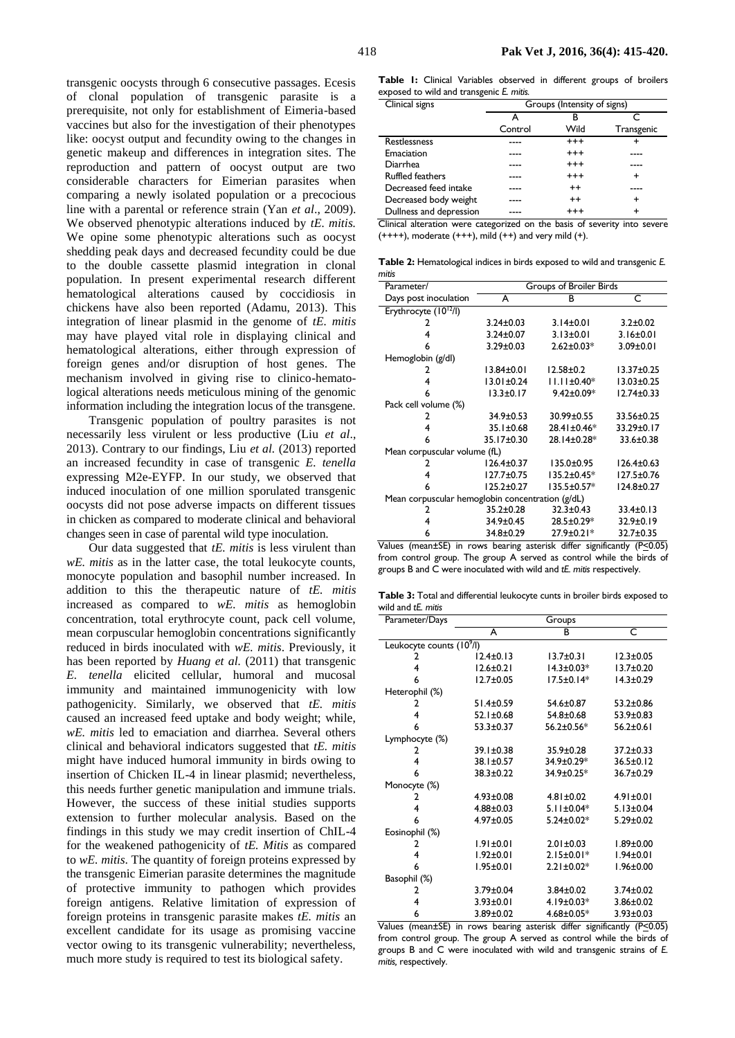transgenic oocysts through 6 consecutive passages. Ecesis of clonal population of transgenic parasite is a prerequisite, not only for establishment of Eimeria-based vaccines but also for the investigation of their phenotypes like: oocyst output and fecundity owing to the changes in genetic makeup and differences in integration sites. The reproduction and pattern of oocyst output are two considerable characters for Eimerian parasites when comparing a newly isolated population or a precocious line with a parental or reference strain (Yan *et al*., 2009). We observed phenotypic alterations induced by *tE. mitis.* We opine some phenotypic alterations such as oocyst shedding peak days and decreased fecundity could be due to the double cassette plasmid integration in clonal population. In present experimental research different hematological alterations caused by coccidiosis in chickens have also been reported (Adamu, 2013). This integration of linear plasmid in the genome of *tE. mitis* may have played vital role in displaying clinical and hematological alterations, either through expression of foreign genes and/or disruption of host genes. The mechanism involved in giving rise to clinico-hematological alterations needs meticulous mining of the genomic information including the integration locus of the transgene.

Transgenic population of poultry parasites is not necessarily less virulent or less productive (Liu *et al*., 2013). Contrary to our findings, Liu *et al.* (2013) reported an increased fecundity in case of transgenic *E. tenella* expressing M2e-EYFP. In our study, we observed that induced inoculation of one million sporulated transgenic oocysts did not pose adverse impacts on different tissues in chicken as compared to moderate clinical and behavioral changes seen in case of parental wild type inoculation.

Our data suggested that *tE. mitis* is less virulent than *wE. mitis* as in the latter case, the total leukocyte counts, monocyte population and basophil number increased. In addition to this the therapeutic nature of *tE. mitis* increased as compared to *wE. mitis* as hemoglobin concentration, total erythrocyte count, pack cell volume, mean corpuscular hemoglobin concentrations significantly reduced in birds inoculated with *wE. mitis*. Previously, it has been reported by *Huang et al.* (2011) that transgenic *E. tenella* elicited cellular, humoral and mucosal immunity and maintained immunogenicity with low pathogenicity. Similarly, we observed that *tE. mitis* caused an increased feed uptake and body weight; while, *wE. mitis* led to emaciation and diarrhea. Several others clinical and behavioral indicators suggested that *tE. mitis* might have induced humoral immunity in birds owing to insertion of Chicken IL-4 in linear plasmid; nevertheless, this needs further genetic manipulation and immune trials. However, the success of these initial studies supports extension to further molecular analysis. Based on the findings in this study we may credit insertion of ChIL-4 for the weakened pathogenicity of *tE. Mitis* as compared to *wE. mitis*. The quantity of foreign proteins expressed by the transgenic Eimerian parasite determines the magnitude of protective immunity to pathogen which provides foreign antigens. Relative limitation of expression of foreign proteins in transgenic parasite makes *tE. mitis* an excellent candidate for its usage as promising vaccine vector owing to its transgenic vulnerability; nevertheless, much more study is required to test its biological safety.

**Table 1:** Clinical Variables observed in different groups of broilers exposed to wild and transgenic *E. mitis.*

| Clinical signs | Groups (Intensity of signs) | | |
|---|---|---|---|
| | A | B | C |
| | Control | Wild | Transgenic |
| Restlessness | ---- | +++ | + |
| Emaciation | ---- | +++ | ---- |
| Diarrhea | ---- | +++ | ---- |
| Ruffled feathers | ---- | +++ | + |
| Decreased feed intake | ---- | ++ | ---- |
| Decreased body weight | ---- | ++ | + |
| Dullness and depression | ---- | +++ | + |

Clinical alteration were categorized on the basis of severity into severe (++++), moderate (+++), mild (++) and very mild (+).

**Table 2:** Hematological indices in birds exposed to wild and transgenic *E. mitis*

| Parameter/ | Groups of Broiler Birds | | |
|---|---|---|---|
| Days post inoculation | A | B | C |
| Erythrocyte ($10^{12}$/l) | | | |
| 2 | 3.24±0.03 | 3.14±0.01 | 3.2±0.02 |
| 4 | 3.24±0.07 | 3.13±0.01 | 3.16±0.01 |
| 6 | 3.29±0.03 | 2.62±0.03* | 3.09±0.01 |
| Hemoglobin (g/dl) | | | |
| 2 | 13.84±0.01 | 12.58±0.2 | 13.37±0.25 |
| 4 | 13.01±0.24 | 11.11±0.40* | 13.03±0.25 |
| 6 | 13.3±0.17 | 9.42±0.09* | 12.74±0.33 |
| Pack cell volume (%) | | | |
| 2 | 34.9±0.53 | 30.99±0.55 | 33.56±0.25 |
| 4 | 35.1±0.68 | 28.41±0.46* | 33.29±0.17 |
| 6 | 35.17±0.30 | 28.14±0.28* | 33.6±0.38 |
| Mean corpuscular volume (fL) | | | |
| 2 | 126.4±0.37 | 135.0±0.95 | 126.4±0.63 |
| 4 | 127.7±0.75 | 135.2±0.45* | 127.5±0.76 |
| 6 | 125.2±0.27 | 135.5±0.57* | 124.8±0.27 |
| Mean corpuscular hemoglobin concentration (g/dL) | | | |
| 2 | 35.2±0.28 | 32.3±0.43 | 33.4±0.13 |
| 4 | 34.9±0.45 | 28.5±0.29* | 32.9±0.19 |
| 6 | 34.8±0.29 | 27.9±0.21* | 32.7±0.35 |

Values (mean±SE) in rows bearing asterisk differ significantly ($P \leq 0.05$) from control group. The group A served as control while the birds of groups B and C were inoculated with wild and *tE. mitis* respectively.

**Table 3:** Total and differential leukocyte cunts in broiler birds exposed to wild and *tE. mitis*

| Parameter/Days | Groups | | |
|---|---|---|---|
| | A | B | C |
| Leukocyte counts ($10^9$/l) | | | |
| 2 | 12.4±0.13 | 13.7±0.31 | 12.3±0.05 |
| 4 | 12.6±0.21 | 14.3±0.03* | 13.7±0.20 |
| 6 | 12.7±0.05 | 17.5±0.14* | 14.3±0.29 |
| Heterophil (%) | | | |
| 2 | 51.4±0.59 | 54.6±0.87 | 53.2±0.86 |
| 4 | 52.1±0.68 | 54.8±0.68 | 53.9±0.83 |
| 6 | 53.3±0.37 | 56.2±0.56* | 56.2±0.61 |
| Lymphocyte (%) | | | |
| 2 | 39.1±0.38 | 35.9±0.28 | 37.2±0.33 |
| 4 | 38.1±0.57 | 34.9±0.29* | 36.5±0.12 |
| 6 | 38.3±0.22 | 34.9±0.25* | 36.7±0.29 |
| Monocyte (%) | | | |
| 2 | 4.93±0.08 | 4.81±0.02 | 4.91±0.01 |
| 4 | 4.88±0.03 | 5.11±0.04* | 5.13±0.04 |
| 6 | 4.97±0.05 | 5.24±0.02* | 5.29±0.02 |
| Eosinophil (%) | | | |
| 2 | 1.91±0.01 | 2.01±0.03 | 1.89±0.00 |
| 4 | 1.92±0.01 | 2.15±0.01* | 1.94±0.01 |
| 6 | 1.95±0.01 | 2.21±0.02* | 1.96±0.00 |
| Basophil (%) | | | |
| 2 | 3.79±0.04 | 3.84±0.02 | 3.74±0.02 |
| 4 | 3.93±0.01 | 4.19±0.03* | 3.86±0.02 |
| 6 | 3.89±0.02 | 4.68±0.05* | 3.93±0.03 |

Values (mean±SE) in rows bearing asterisk differ significantly ($P \leq 0.05$) from control group. The group A served as control while the birds of groups B and C were inoculated with wild and transgenic strains of *E. mitis,* respectively.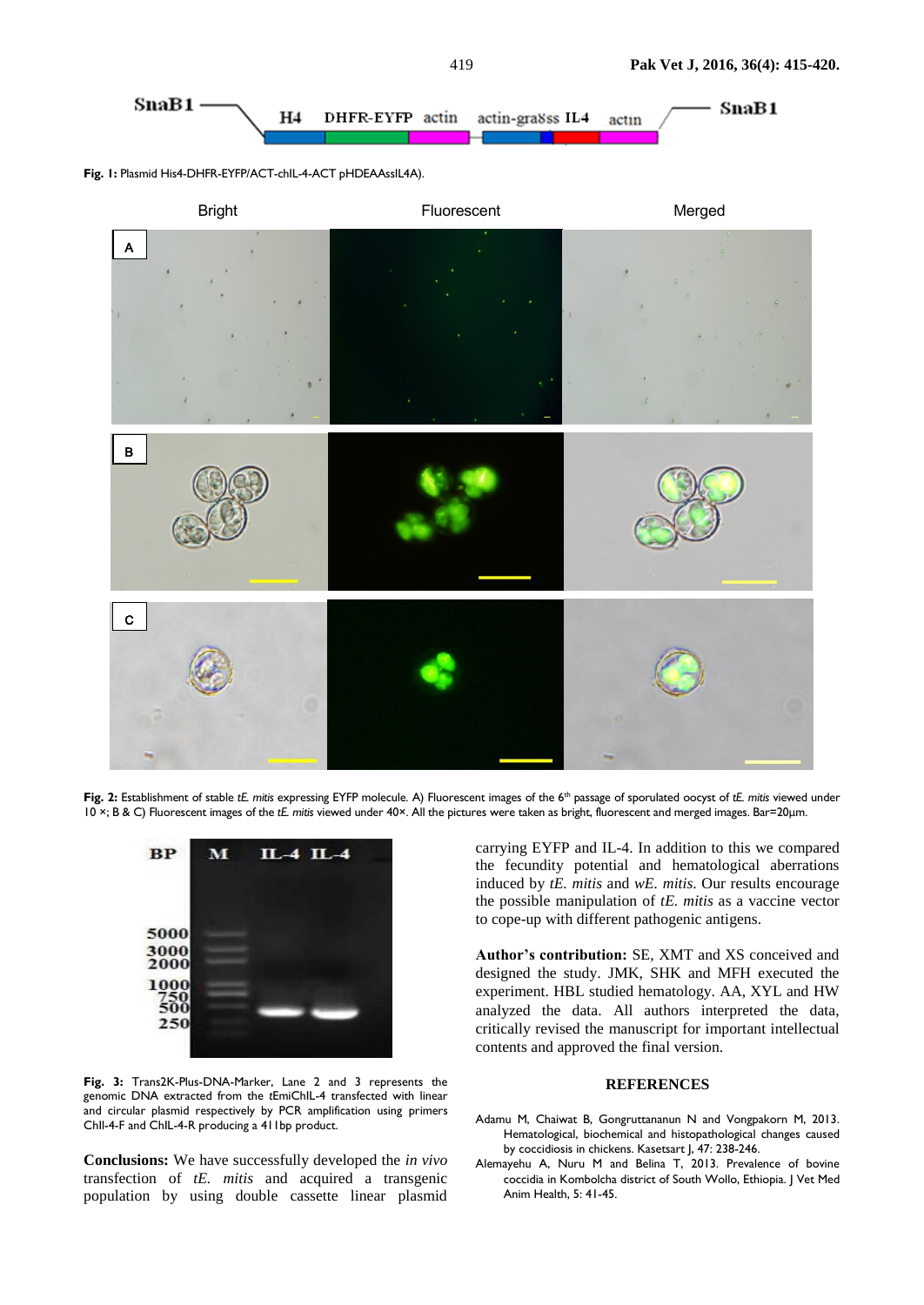Fig. 1: Plasmid His4-DHFR-EYFP/ACT-chIL-4-ACT pHDEAAssIL4A).

Fig. 2: Establishment of stable *tE. mitis* expressing EYFP molecule. A) Fluorescent images of the 6th passage of sporulated oocyst of *tE. mitis* viewed under 10 ×; B & C) Fluorescent images of the *tE. mitis* viewed under 40×. All the pictures were taken as bright, fluorescent and merged images. Bar=20μm.

Fig. 3: Trans2K-Plus-DNA-Marker, Lane 2 and 3 represents the genomic DNA extracted from the tEmiChIL-4 transfected with linear and circular plasmid respectively by PCR amplification using primers ChIl-4-F and ChIL-4-R producing a 411bp product.

**Conclusions:** We have successfully developed the *in vivo* transfection of *tE. mitis* and acquired a transgenic population by using double cassette linear plasmid carrying EYFP and IL-4. In addition to this we compared the fecundity potential and hematological aberrations induced by *tE. mitis* and *wE. mitis*. Our results encourage the possible manipulation of *tE. mitis* as a vaccine vector to cope-up with different pathogenic antigens.

**Author's contribution:** SE, XMT and XS conceived and designed the study. JMK, SHK and MFH executed the experiment. HBL studied hematology. AA, XYL and HW analyzed the data. All authors interpreted the data, critically revised the manuscript for important intellectual contents and approved the final version.

## REFERENCES

Adamu M, Chaiwat B, Gongruttananun N and Vongpakorn M, 2013. Hematological, biochemical and histopathological changes caused by coccidiosis in chickens. Kasetsart J, 47: 238-246.

Alemayehu A, Nuru M and Belina T, 2013. Prevalence of bovine coccidia in Kombolcha district of South Wollo, Ethiopia. J Vet Med Anim Health, 5: 41-45.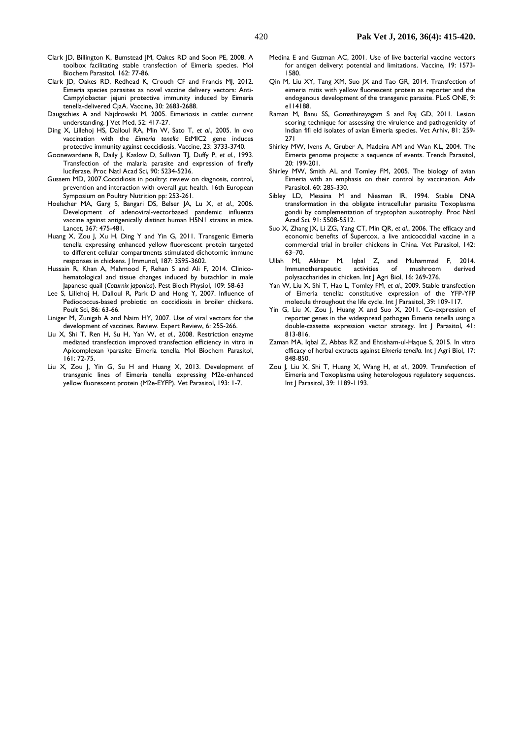Clark JD, Billington K, Bumstead JM, Oakes RD and Soon PE, 2008. A toolbox facilitating stable transfection of Eimeria species. Mol Biochem Parasitol, 162: 77-86.

Clark JD, Oakes RD, Redhead K, Crouch CF and Francis MJ, 2012. Eimeria species parasites as novel vaccine delivery vectors: Anti-Campylobacter jejuni protective immunity induced by Eimeria tenella-delivered CjaA. Vaccine, 30: 2683-2688.

Daugschies A and Najdrowski M, 2005. Eimeriosis in cattle: current understanding. J Vet Med, 52: 417-27.

Ding X, Lillehoj HS, Dalloul RA, Min W, Sato T, *et al*., 2005. In ovo vaccination with the *Eimeria tenella* EtMIC2 gene induces protective immunity against coccidiosis. Vaccine, 23: 3733-3740.

Goonewardene R, Daily J, Kaslow D, Sullivan TJ, Duffy P, *et al*., 1993. Transfection of the malaria parasite and expression of firefly luciferase. Proc Natl Acad Sci, 90: 5234-5236.

Gussem MD, 2007.Coccidiosis in poultry: review on diagnosis, control, prevention and interaction with overall gut health. 16th European Symposium on Poultry Nutrition pp: 253-261.

Hoelscher MA, Garg S, Bangari DS, Belser JA, Lu X, *et al*., 2006. Development of adenoviral-vectorbased pandemic influenza vaccine against antigenically distinct human H5N1 strains in mice. Lancet, 367: 475-481.

Huang X, Zou J, Xu H, Ding Y and Yin G, 2011. Transgenic Eimeria tenella expressing enhanced yellow fluorescent protein targeted to different cellular compartments stimulated dichotomic immune responses in chickens. J Immunol, 187: 3595-3602.

Hussain R, Khan A, Mahmood F, Rehan S and Ali F, 2014. Clinico-hematological and tissue changes induced by butachlor in male Japanese quail (*Coturnix japonica*). Pest Bioch Physiol, 109: 58-63

Lee S, Lillehoj H, Dalloul R, Park D and Hong Y, 2007. Influence of Pediococcus-based probiotic on coccidiosis in broiler chickens. Poult Sci, 86: 63-66.

Liniger M, Zunigab A and Naim HY, 2007. Use of viral vectors for the development of vaccines. Review. Expert Review, 6: 255-266.

Liu X, Shi T, Ren H, Su H, Yan W, *et al*., 2008. Restriction enzyme mediated transfection improved transfection efficiency in vitro in Apicomplexan \parasite Eimeria tenella. Mol Biochem Parasitol, 161: 72-75.

Liu X, Zou J, Yin G, Su H and Huang X, 2013. Development of transgenic lines of Eimeria tenella expressing M2e-enhanced yellow fluorescent protein (M2e-EYFP). Vet Parasitol, 193: 1-7.

Medina E and Guzman AC, 2001. Use of live bacterial vaccine vectors for antigen delivery: potential and limitations. Vaccine, 19: 1573-1580.

Qin M, Liu XY, Tang XM, Suo JX and Tao GR, 2014. Transfection of eimeria mitis with yellow fluorescent protein as reporter and the endogenous development of the transgenic parasite. PLoS ONE, 9: e114188.

Raman M, Banu SS, Gomathinayagam S and Raj GD, 2011. Lesion scoring technique for assessing the virulence and pathogenicity of Indian fifi eld isolates of avian Eimeria species. Vet Arhiv, 81: 259-271

Shirley MW, Ivens A, Gruber A, Madeira AM and Wan KL, 2004. The Eimeria genome projects: a sequence of events. Trends Parasitol, 20: 199-201.

Shirley MW, Smith AL and Tomley FM, 2005. The biology of avian Eimeria with an emphasis on their control by vaccination. Adv Parasitol, 60: 285-330.

Sibley LD, Messina M and Niesman IR, 1994. Stable DNA transformation in the obligate intracellular parasite Toxoplasma gondii by complementation of tryptophan auxotrophy. Proc Natl Acad Sci, 91: 5508-5512.

Suo X, Zhang JX, Li ZG, Yang CT, Min QR, *et al*., 2006. The efficacy and economic benefits of Supercox, a live anticoccidial vaccine in a commercial trial in broiler chickens in China. Vet Parasitol, 142: 63–70.

Ullah MI, Akhtar M, Iqbal Z, and Muhammad F, 2014. Immunotherapeutic activities of mushroom derived polysaccharides in chicken. Int J Agri Biol, 16: 269-276.

Yan W, Liu X, Shi T, Hao L, Tomley FM, *et al*., 2009. Stable transfection of Eimeria tenella: constitutive expression of the YFP-YFP molecule throughout the life cycle. Int J Parasitol, 39: 109-117.

Yin G, Liu X, Zou J, Huang X and Suo X, 2011. Co-expression of reporter genes in the widespread pathogen Eimeria tenella using a double-cassette expression vector strategy. Int J Parasitol, 41: 813-816.

Zaman MA, Iqbal Z, Abbas RZ and Ehtisham-ul-Haque S, 2015. In vitro efficacy of herbal extracts against *Eimeria tenella.* Int J Agri Biol, 17: 848-850.

Zou J, Liu X, Shi T, Huang X, Wang H, *et al*., 2009. Transfection of Eimeria and Toxoplasma using heterologous regulatory sequences. Int J Parasitol, 39: 1189-1193.